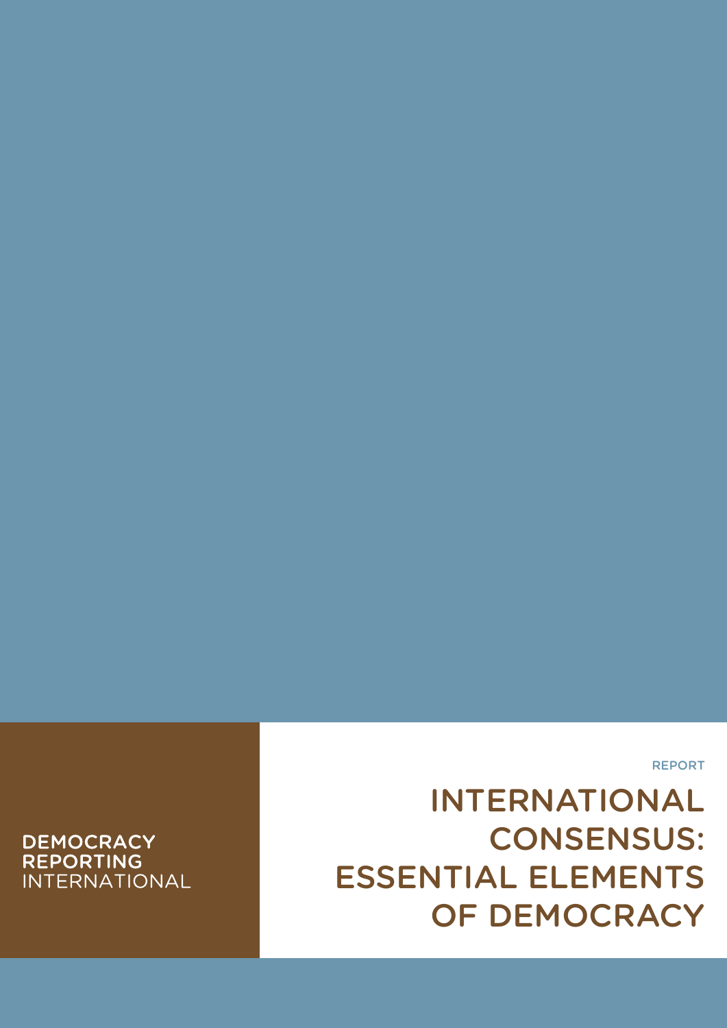DEMOCRACY
REPORTING
INTERNATIONAL

REPORT

# INTERNATIONAL CONSENSUS: ESSENTIAL ELEMENTS OF DEMOCRACY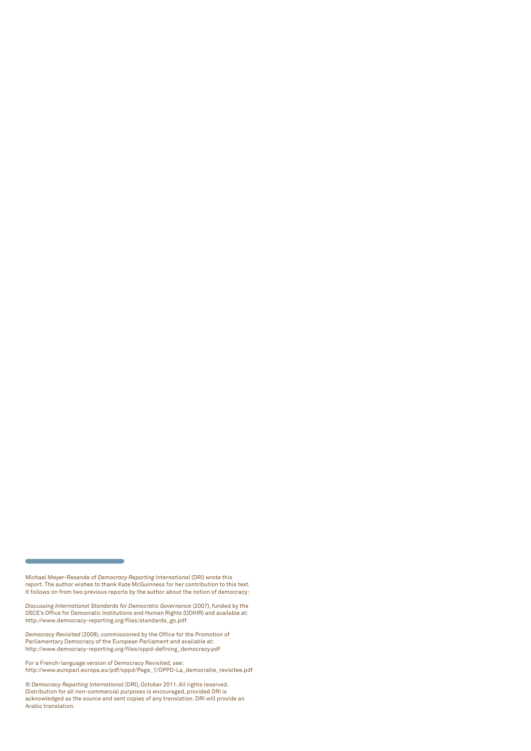Michael Meyer-Resende of *Democracy Reporting International* (DRI) wrote this report. The author wishes to thank Kate McGuinness for her contribution to this text. It follows on from two previous reports by the author about the notion of democracy:

*Discussing International Standards for Democratic Governance* (2007), funded by the OSCE's Office for Democratic Institutions and Human Rights (ODIHR) and available at: http://www.democracy-reporting.org/files/standards_go.pdf

*Democracy Revisited* (2009), commissioned by the Office for the Promotion of Parliamentary Democracy of the European Parliament and available at: http://www.democracy-reporting.org/files/oppd-defining_democracy.pdf

For a French-language version of Democracy Revisited, see: http://www.europarl.europa.eu/pdf/oppd/Page_1/OPPD-La_democratie_revisitee.pdf

© *Democracy Reporting International* (DRI), October 2011. All rights reserved. Distribution for all non-commercial purposes is encouraged, provided DRI is acknowledged as the source and sent copies of any translation. DRI will provide an Arabic translation.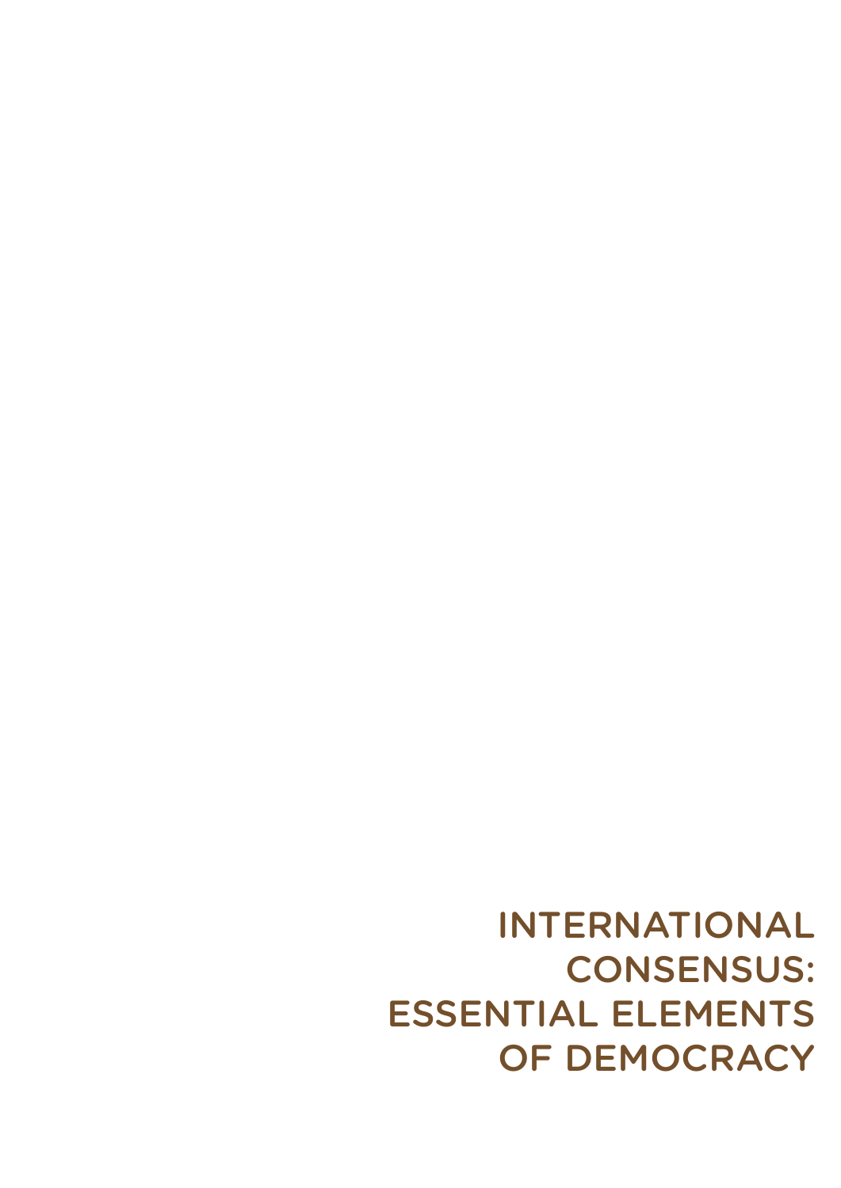# INTERNATIONAL CONSENSUS: ESSENTIAL ELEMENTS OF DEMOCRACY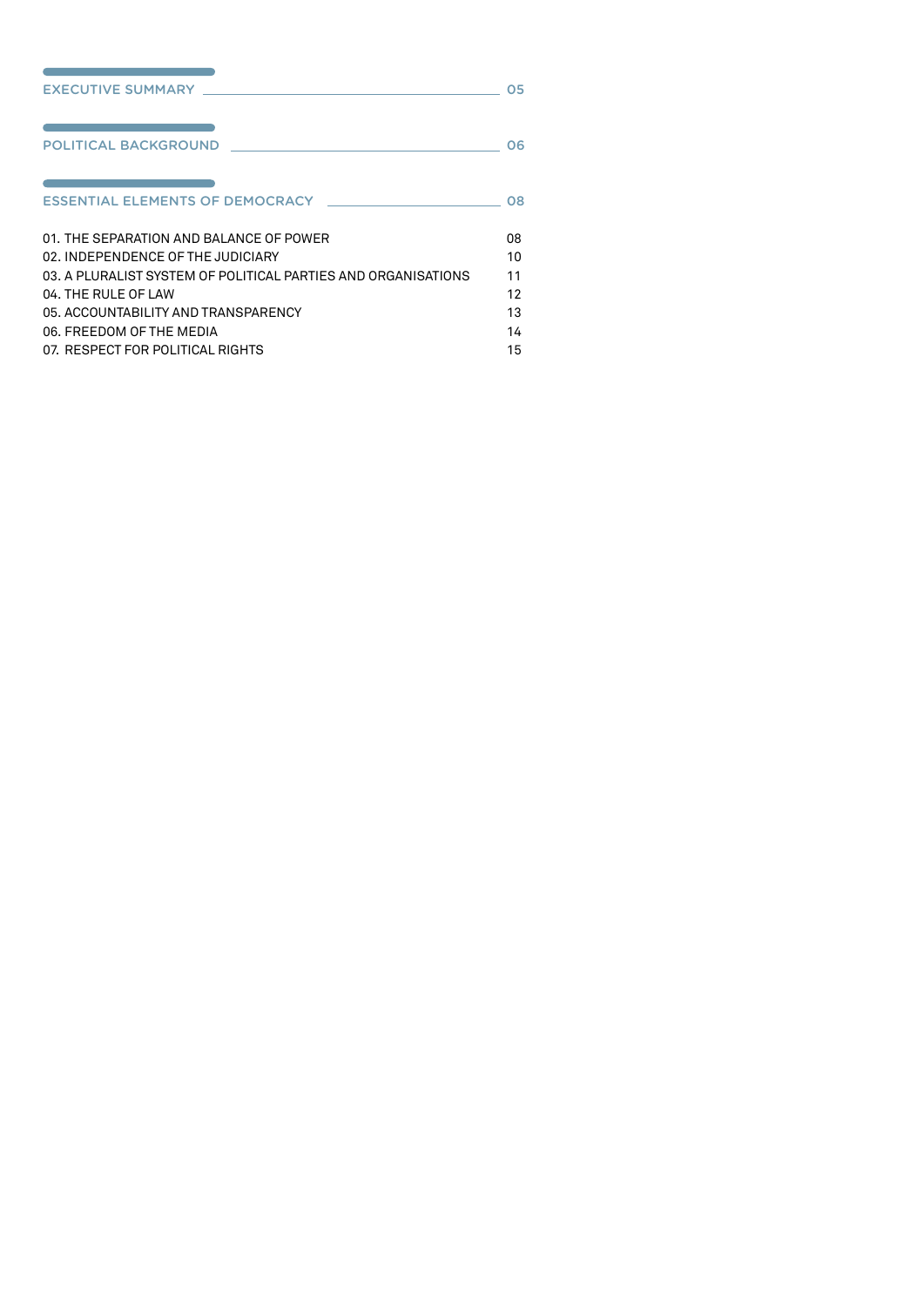EXECUTIVE SUMMARY 05

POLITICAL BACKGROUND 06

ESSENTIAL ELEMENTS OF DEMOCRACY 08

01. THE SEPARATION AND BALANCE OF POWER 08
02. INDEPENDENCE OF THE JUDICIARY 10
03. A PLURALIST SYSTEM OF POLITICAL PARTIES AND ORGANISATIONS 11
04. THE RULE OF LAW 12
05. ACCOUNTABILITY AND TRANSPARENCY 13
06. FREEDOM OF THE MEDIA 14
07. RESPECT FOR POLITICAL RIGHTS 15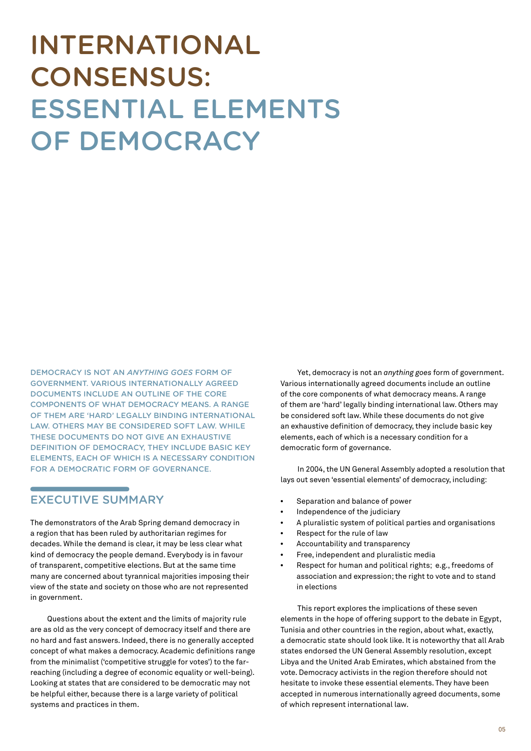# INTERNATIONAL CONSENSUS: ESSENTIAL ELEMENTS OF DEMOCRACY

DEMOCRACY IS NOT AN *ANYTHING GOES* FORM OF GOVERNMENT. VARIOUS INTERNATIONALLY AGREED DOCUMENTS INCLUDE AN OUTLINE OF THE CORE COMPONENTS OF WHAT DEMOCRACY MEANS. A RANGE OF THEM ARE 'HARD' LEGALLY BINDING INTERNATIONAL LAW. OTHERS MAY BE CONSIDERED SOFT LAW. WHILE THESE DOCUMENTS DO NOT GIVE AN EXHAUSTIVE DEFINITION OF DEMOCRACY, THEY INCLUDE BASIC KEY ELEMENTS, EACH OF WHICH IS A NECESSARY CONDITION FOR A DEMOCRATIC FORM OF GOVERNANCE.

## EXECUTIVE SUMMARY

The demonstrators of the Arab Spring demand democracy in a region that has been ruled by authoritarian regimes for decades. While the demand is clear, it may be less clear what kind of democracy the people demand. Everybody is in favour of transparent, competitive elections. But at the same time many are concerned about tyrannical majorities imposing their view of the state and society on those who are not represented in government.

Questions about the extent and the limits of majority rule are as old as the very concept of democracy itself and there are no hard and fast answers. Indeed, there is no generally accepted concept of what makes a democracy. Academic definitions range from the minimalist ('competitive struggle for votes') to the far-reaching (including a degree of economic equality or well-being). Looking at states that are considered to be democratic may not be helpful either, because there is a large variety of political systems and practices in them.

Yet, democracy is not an *anything goes* form of government. Various internationally agreed documents include an outline of the core components of what democracy means. A range of them are 'hard' legally binding international law. Others may be considered soft law. While these documents do not give an exhaustive definition of democracy, they include basic key elements, each of which is a necessary condition for a democratic form of governance.

In 2004, the UN General Assembly adopted a resolution that lays out seven 'essential elements' of democracy, including:

- Separation and balance of power
- Independence of the judiciary
- A pluralistic system of political parties and organisations
- Respect for the rule of law
- Accountability and transparency
- Free, independent and pluralistic media
- Respect for human and political rights; e.g., freedoms of association and expression; the right to vote and to stand in elections

This report explores the implications of these seven elements in the hope of offering support to the debate in Egypt, Tunisia and other countries in the region, about what, exactly, a democratic state should look like. It is noteworthy that all Arab states endorsed the UN General Assembly resolution, except Libya and the United Arab Emirates, which abstained from the vote. Democracy activists in the region therefore should not hesitate to invoke these essential elements. They have been accepted in numerous internationally agreed documents, some of which represent international law.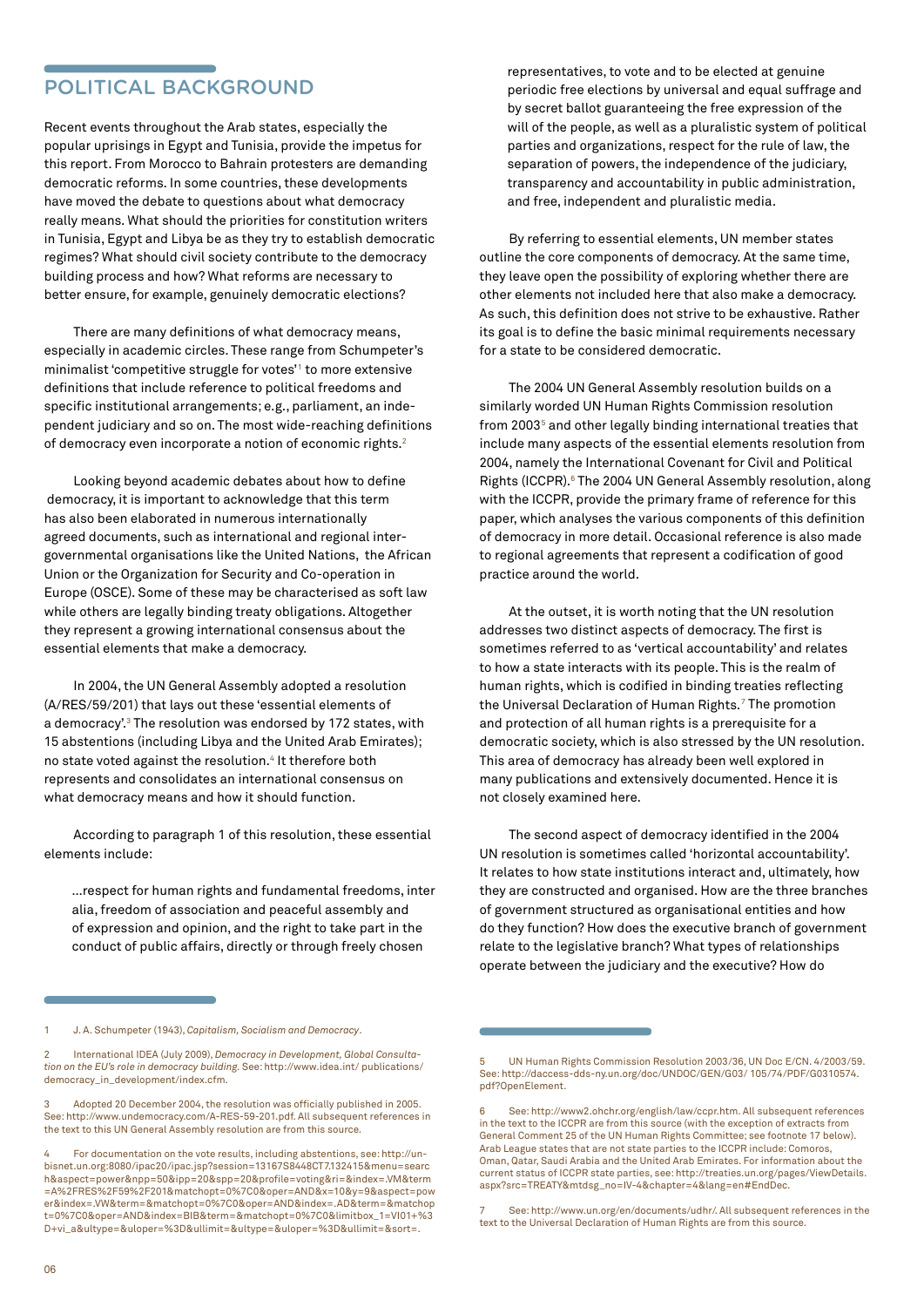## POLITICAL BACKGROUND

Recent events throughout the Arab states, especially the popular uprisings in Egypt and Tunisia, provide the impetus for this report. From Morocco to Bahrain protesters are demanding democratic reforms. In some countries, these developments have moved the debate to questions about what democracy really means. What should the priorities for constitution writers in Tunisia, Egypt and Libya be as they try to establish democratic regimes? What should civil society contribute to the democracy building process and how? What reforms are necessary to better ensure, for example, genuinely democratic elections?

There are many definitions of what democracy means, especially in academic circles. These range from Schumpeter's minimalist 'competitive struggle for votes'[1] to more extensive definitions that include reference to political freedoms and specific institutional arrangements; e.g., parliament, an independent judiciary and so on. The most wide-reaching definitions of democracy even incorporate a notion of economic rights.[2]

Looking beyond academic debates about how to define democracy, it is important to acknowledge that this term has also been elaborated in numerous internationally agreed documents, such as international and regional inter-governmental organisations like the United Nations, the African Union or the Organization for Security and Co-operation in Europe (OSCE). Some of these may be characterised as soft law while others are legally binding treaty obligations. Altogether they represent a growing international consensus about the essential elements that make a democracy.

In 2004, the UN General Assembly adopted a resolution (A/RES/59/201) that lays out these 'essential elements of a democracy'.[3] The resolution was endorsed by 172 states, with 15 abstentions (including Libya and the United Arab Emirates); no state voted against the resolution.[4] It therefore both represents and consolidates an international consensus on what democracy means and how it should function.

According to paragraph 1 of this resolution, these essential elements include:

> ...respect for human rights and fundamental freedoms, inter alia, freedom of association and peaceful assembly and of expression and opinion, and the right to take part in the conduct of public affairs, directly or through freely chosen representatives, to vote and to be elected at genuine periodic free elections by universal and equal suffrage and by secret ballot guaranteeing the free expression of the will of the people, as well as a pluralistic system of political parties and organizations, respect for the rule of law, the separation of powers, the independence of the judiciary, transparency and accountability in public administration, and free, independent and pluralistic media.

By referring to essential elements, UN member states outline the core components of democracy. At the same time, they leave open the possibility of exploring whether there are other elements not included here that also make a democracy. As such, this definition does not strive to be exhaustive. Rather its goal is to define the basic minimal requirements necessary for a state to be considered democratic.

The 2004 UN General Assembly resolution builds on a similarly worded UN Human Rights Commission resolution from 2003[5] and other legally binding international treaties that include many aspects of the essential elements resolution from 2004, namely the International Covenant for Civil and Political Rights (ICCPR).[6] The 2004 UN General Assembly resolution, along with the ICCPR, provide the primary frame of reference for this paper, which analyses the various components of this definition of democracy in more detail. Occasional reference is also made to regional agreements that represent a codification of good practice around the world.

At the outset, it is worth noting that the UN resolution addresses two distinct aspects of democracy. The first is sometimes referred to as 'vertical accountability' and relates to how a state interacts with its people. This is the realm of human rights, which is codified in binding treaties reflecting the Universal Declaration of Human Rights.[7] The promotion and protection of all human rights is a prerequisite for a democratic society, which is also stressed by the UN resolution. This area of democracy has already been well explored in many publications and extensively documented. Hence it is not closely examined here.

The second aspect of democracy identified in the 2004 UN resolution is sometimes called 'horizontal accountability'. It relates to how state institutions interact and, ultimately, how they are constructed and organised. How are the three branches of government structured as organisational entities and how do they function? How does the executive branch of government relate to the legislative branch? What types of relationships operate between the judiciary and the executive? How do

---

1 J. A. Schumpeter (1943), *Capitalism, Socialism and Democracy*.

2 International IDEA (July 2009), *Democracy in Development, Global Consultation on the EU's role in democracy building*. See: http://www.idea.int/ publications/democracy_in_development/index.cfm.

3 Adopted 20 December 2004, the resolution was officially published in 2005. See: http://www.undemocracy.com/A-RES-59-201.pdf. All subsequent references in the text to this UN General Assembly resolution are from this source.

4 For documentation on the vote results, including abstentions, see: http://unbisnet.un.org:8080/ipac20/ipac.jsp?session=13167S8448CT7.132415&menu=search&aspect=power&npp=50&ipp=20&spp=20&profile=voting&ri=&index=.VM&term=A%2FRES%2F59%2F201&matchopt=0%7C0&oper=AND&x=10&y=9&aspect=power&index=.VW&term=&matchopt=0%7C0&oper=AND&index=.AD&term=&matchopt=0%7C0&oper=AND&index=BIB&term=&matchopt=0%7C0&limitbox_1=VI01+%3D+vi_a&ultype=&uloper=%3D&ullimit=&ultype=&uloper=%3D&ullimit=&sort=.

5 UN Human Rights Commission Resolution 2003/36, UN Doc E/CN. 4/2003/59. See: http://daccess-dds-ny.un.org/doc/UNDOC/GEN/G03/ 105/74/PDF/G0310574.pdf?OpenElement.

6 See: http://www2.ohchr.org/english/law/ccpr.htm. All subsequent references in the text to the ICCPR are from this source (with the exception of extracts from General Comment 25 of the UN Human Rights Committee; see footnote 17 below). Arab League states that are not state parties to the ICCPR include: Comoros, Oman, Qatar, Saudi Arabia and the United Arab Emirates. For information about the current status of ICCPR state parties, see: http://treaties.un.org/pages/ViewDetails.aspx?src=TREATY&mtdsg_no=IV-4&chapter=4&lang=en#EndDec.

7 See: http://www.un.org/en/documents/udhr/. All subsequent references in the text to the Universal Declaration of Human Rights are from this source.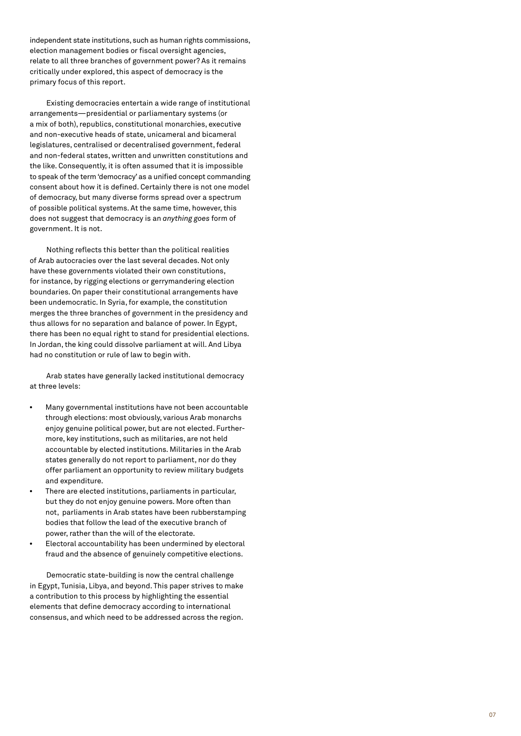independent state institutions, such as human rights commissions, election management bodies or fiscal oversight agencies, relate to all three branches of government power? As it remains critically under explored, this aspect of democracy is the primary focus of this report.

Existing democracies entertain a wide range of institutional arrangements—presidential or parliamentary systems (or a mix of both), republics, constitutional monarchies, executive and non-executive heads of state, unicameral and bicameral legislatures, centralised or decentralised government, federal and non-federal states, written and unwritten constitutions and the like. Consequently, it is often assumed that it is impossible to speak of the term 'democracy' as a unified concept commanding consent about how it is defined. Certainly there is not one model of democracy, but many diverse forms spread over a spectrum of possible political systems. At the same time, however, this does not suggest that democracy is an *anything goes* form of government. It is not.

Nothing reflects this better than the political realities of Arab autocracies over the last several decades. Not only have these governments violated their own constitutions, for instance, by rigging elections or gerrymandering election boundaries. On paper their constitutional arrangements have been undemocratic. In Syria, for example, the constitution merges the three branches of government in the presidency and thus allows for no separation and balance of power. In Egypt, there has been no equal right to stand for presidential elections. In Jordan, the king could dissolve parliament at will. And Libya had no constitution or rule of law to begin with.

Arab states have generally lacked institutional democracy at three levels:

- Many governmental institutions have not been accountable through elections: most obviously, various Arab monarchs enjoy genuine political power, but are not elected. Furthermore, key institutions, such as militaries, are not held accountable by elected institutions. Militaries in the Arab states generally do not report to parliament, nor do they offer parliament an opportunity to review military budgets and expenditure.
- There are elected institutions, parliaments in particular, but they do not enjoy genuine powers. More often than not, parliaments in Arab states have been rubberstamping bodies that follow the lead of the executive branch of power, rather than the will of the electorate.
- Electoral accountability has been undermined by electoral fraud and the absence of genuinely competitive elections.

Democratic state-building is now the central challenge in Egypt, Tunisia, Libya, and beyond. This paper strives to make a contribution to this process by highlighting the essential elements that define democracy according to international consensus, and which need to be addressed across the region.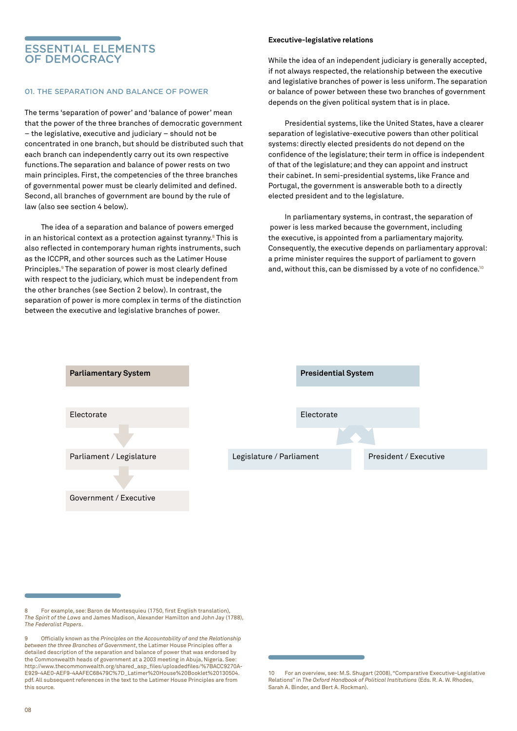# ESSENTIAL ELEMENTS OF DEMOCRACY

## 01. THE SEPARATION AND BALANCE OF POWER

The terms 'separation of power' and 'balance of power' mean that the power of the three branches of democratic government – the legislative, executive and judiciary – should not be concentrated in one branch, but should be distributed such that each branch can independently carry out its own respective functions. The separation and balance of power rests on two main principles. First, the competencies of the three branches of governmental power must be clearly delimited and defined. Second, all branches of government are bound by the rule of law (also see section 4 below).

The idea of a separation and balance of powers emerged in an historical context as a protection against tyranny.[8] This is also reflected in contemporary human rights instruments, such as the ICCPR, and other sources such as the Latimer House Principles.[9] The separation of power is most clearly defined with respect to the judiciary, which must be independent from the other branches (see Section 2 below). In contrast, the separation of power is more complex in terms of the distinction between the executive and legislative branches of power.

### Executive-legislative relations

While the idea of an independent judiciary is generally accepted, if not always respected, the relationship between the executive and legislative branches of power is less uniform. The separation or balance of power between these two branches of government depends on the given political system that is in place.

Presidential systems, like the United States, have a clearer separation of legislative-executive powers than other political systems: directly elected presidents do not depend on the confidence of the legislature; their term in office is independent of that of the legislature; and they can appoint and instruct their cabinet. In semi-presidential systems, like France and Portugal, the government is answerable both to a directly elected president and to the legislature.

In parliamentary systems, in contrast, the separation of power is less marked because the government, including the executive, is appointed from a parliamentary majority. Consequently, the executive depends on parliamentary approval: a prime minister requires the support of parliament to govern and, without this, can be dismissed by a vote of no confidence.[10]

**Parliamentary System**

Electorate
↓
Parliament / Legislature
↓
Government / Executive

**Presidential System**

Electorate
↙ ↘
Legislature / Parliament | President / Executive

---

8 For example, see: Baron de Montesquieu (1750, first English translation), *The Spirit of the Laws* and James Madison, Alexander Hamilton and John Jay (1788), *The Federalist Papers*.

9 Officially known as the *Principles on the Accountability of and the Relationship between the three Branches of Government*, the Latimer House Principles offer a detailed description of the separation and balance of power that was endorsed by the Commonwealth heads of government at a 2003 meeting in Abuja, Nigeria. See: http://www.thecommonwealth.org/shared_asp_files/uploadedfiles/%7BACC9270A-E929-4AE0-AEF9-4AAFEC68479C%7D_Latimer%20House%20Booklet%20130504.pdf. All subsequent references in the text to the Latimer House Principles are from this source.

10 For an overview, see: M.S. Shugart (2008), "Comparative Executive-Legislative Relations" in *The Oxford Handbook of Political Institutions* (Eds. R. A. W. Rhodes, Sarah A. Binder, and Bert A. Rockman).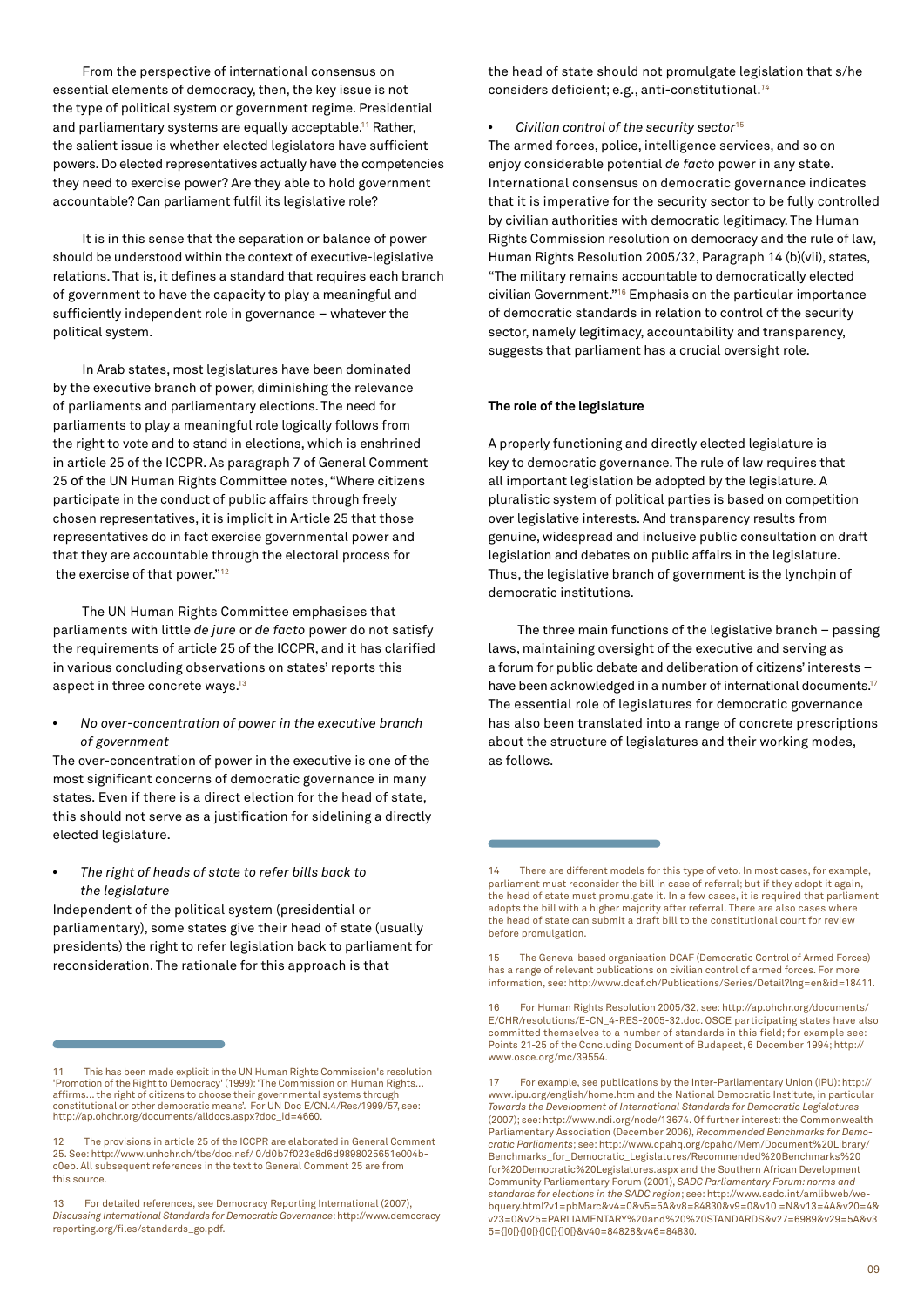From the perspective of international consensus on essential elements of democracy, then, the key issue is not the type of political system or government regime. Presidential and parliamentary systems are equally acceptable.[11] Rather, the salient issue is whether elected legislators have sufficient powers. Do elected representatives actually have the competencies they need to exercise power? Are they able to hold government accountable? Can parliament fulfil its legislative role?

It is in this sense that the separation or balance of power should be understood within the context of executive-legislative relations. That is, it defines a standard that requires each branch of government to have the capacity to play a meaningful and sufficiently independent role in governance – whatever the political system.

In Arab states, most legislatures have been dominated by the executive branch of power, diminishing the relevance of parliaments and parliamentary elections. The need for parliaments to play a meaningful role logically follows from the right to vote and to stand in elections, which is enshrined in article 25 of the ICCPR. As paragraph 7 of General Comment 25 of the UN Human Rights Committee notes, "Where citizens participate in the conduct of public affairs through freely chosen representatives, it is implicit in Article 25 that those representatives do in fact exercise governmental power and that they are accountable through the electoral process for the exercise of that power."[12]

The UN Human Rights Committee emphasises that parliaments with little *de jure* or *de facto* power do not satisfy the requirements of article 25 of the ICCPR, and it has clarified in various concluding observations on states' reports this aspect in three concrete ways.[13]

- *No over-concentration of power in the executive branch of government*

The over-concentration of power in the executive is one of the most significant concerns of democratic governance in many states. Even if there is a direct election for the head of state, this should not serve as a justification for sidelining a directly elected legislature.

- *The right of heads of state to refer bills back to the legislature*

Independent of the political system (presidential or parliamentary), some states give their head of state (usually presidents) the right to refer legislation back to parliament for reconsideration. The rationale for this approach is that the head of state should not promulgate legislation that s/he considers deficient; e.g., anti-constitutional.[14]

- *Civilian control of the security sector*[15]

The armed forces, police, intelligence services, and so on enjoy considerable potential *de facto* power in any state. International consensus on democratic governance indicates that it is imperative for the security sector to be fully controlled by civilian authorities with democratic legitimacy. The Human Rights Commission resolution on democracy and the rule of law, Human Rights Resolution 2005/32, Paragraph 14 (b)(vii), states, "The military remains accountable to democratically elected civilian Government."[16] Emphasis on the particular importance of democratic standards in relation to control of the security sector, namely legitimacy, accountability and transparency, suggests that parliament has a crucial oversight role.

**The role of the legislature**

A properly functioning and directly elected legislature is key to democratic governance. The rule of law requires that all important legislation be adopted by the legislature. A pluralistic system of political parties is based on competition over legislative interests. And transparency results from genuine, widespread and inclusive public consultation on draft legislation and debates on public affairs in the legislature. Thus, the legislative branch of government is the lynchpin of democratic institutions.

The three main functions of the legislative branch – passing laws, maintaining oversight of the executive and serving as a forum for public debate and deliberation of citizens' interests – have been acknowledged in a number of international documents.[17] The essential role of legislatures for democratic governance has also been translated into a range of concrete prescriptions about the structure of legislatures and their working modes, as follows.

---

11 This has been made explicit in the UN Human Rights Commission's resolution 'Promotion of the Right to Democracy' (1999): 'The Commission on Human Rights… affirms… the right of citizens to choose their governmental systems through constitutional or other democratic means'. For UN Doc E/CN.4/Res/1999/57, see: http://ap.ohchr.org/documents/alldocs.aspx?doc_id=4660.

12 The provisions in article 25 of the ICCPR are elaborated in General Comment 25. See: http://www.unhchr.ch/tbs/doc.nsf/ 0/d0b7f023e8d6d9898025651e004bc0eb. All subsequent references in the text to General Comment 25 are from this source.

13 For detailed references, see Democracy Reporting International (2007), *Discussing International Standards for Democratic Governance*: http://www.democracy-reporting.org/files/standards_go.pdf.

14 There are different models for this type of veto. In most cases, for example, parliament must reconsider the bill in case of referral; but if they adopt it again, the head of state must promulgate it. In a few cases, it is required that parliament adopts the bill with a higher majority after referral. There are also cases where the head of state can submit a draft bill to the constitutional court for review before promulgation.

15 The Geneva-based organisation DCAF (Democratic Control of Armed Forces) has a range of relevant publications on civilian control of armed forces. For more information, see: http://www.dcaf.ch/Publications/Series/Detail?lng=en&id=18411.

16 For Human Rights Resolution 2005/32, see: http://ap.ohchr.org/documents/E/CHR/resolutions/E-CN_4-RES-2005-32.doc. OSCE participating states have also committed themselves to a number of standards in this field; for example see: Points 21-25 of the Concluding Document of Budapest, 6 December 1994; http://www.osce.org/mc/39554.

17 For example, see publications by the Inter-Parliamentary Union (IPU): http://www.ipu.org/english/home.htm and the National Democratic Institute, in particular *Towards the Development of International Standards for Democratic Legislatures* (2007); see: http://www.ndi.org/node/13674. Of further interest: the Commonwealth Parliamentary Association (December 2006), *Recommended Benchmarks for Democratic Parliaments*; see: http://www.cpahq.org/cpahq/Mem/Document%20Library/Benchmarks_for_Democratic_Legislatures/Recommended%20Benchmarks%20for%20Democratic%20Legislatures.aspx and the Southern African Development Community Parliamentary Forum (2001), *SADC Parliamentary Forum: norms and standards for elections in the SADC region*; see: http://www.sadc.int/amlibweb/webquery.html?v1=pbMarc&v4=0&v5=5A&v8=84830&v9=0&v10 =N&v13=4A&v20=4&v23=0&v25=PARLIAMENTARY%20and%20%20STANDARDS&v27=6989&v29=5A&v35={}0{}{}0{}{}0{}{}0{}&v40=84828&v46=84830.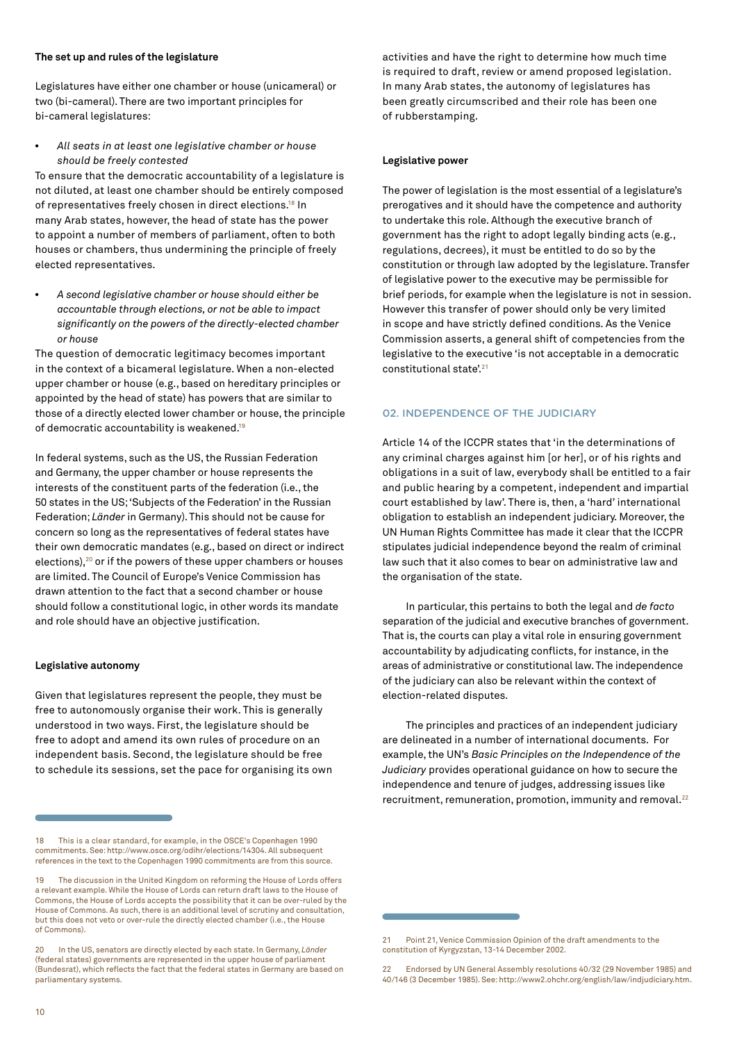**The set up and rules of the legislature**

Legislatures have either one chamber or house (unicameral) or two (bi-cameral). There are two important principles for bi-cameral legislatures:

- *All seats in at least one legislative chamber or house should be freely contested*

To ensure that the democratic accountability of a legislature is not diluted, at least one chamber should be entirely composed of representatives freely chosen in direct elections.[18] In many Arab states, however, the head of state has the power to appoint a number of members of parliament, often to both houses or chambers, thus undermining the principle of freely elected representatives.

- *A second legislative chamber or house should either be accountable through elections, or not be able to impact significantly on the powers of the directly-elected chamber or house*

The question of democratic legitimacy becomes important in the context of a bicameral legislature. When a non-elected upper chamber or house (e.g., based on hereditary principles or appointed by the head of state) has powers that are similar to those of a directly elected lower chamber or house, the principle of democratic accountability is weakened.[19]

In federal systems, such as the US, the Russian Federation and Germany, the upper chamber or house represents the interests of the constituent parts of the federation (i.e., the 50 states in the US; 'Subjects of the Federation' in the Russian Federation; *Länder* in Germany). This should not be cause for concern so long as the representatives of federal states have their own democratic mandates (e.g., based on direct or indirect elections),[20] or if the powers of these upper chambers or houses are limited. The Council of Europe's Venice Commission has drawn attention to the fact that a second chamber or house should follow a constitutional logic, in other words its mandate and role should have an objective justification.

**Legislative autonomy**

Given that legislatures represent the people, they must be free to autonomously organise their work. This is generally understood in two ways. First, the legislature should be free to adopt and amend its own rules of procedure on an independent basis. Second, the legislature should be free to schedule its sessions, set the pace for organising its own activities and have the right to determine how much time is required to draft, review or amend proposed legislation. In many Arab states, the autonomy of legislatures has been greatly circumscribed and their role has been one of rubberstamping.

**Legislative power**

The power of legislation is the most essential of a legislature's prerogatives and it should have the competence and authority to undertake this role. Although the executive branch of government has the right to adopt legally binding acts (e.g., regulations, decrees), it must be entitled to do so by the constitution or through law adopted by the legislature. Transfer of legislative power to the executive may be permissible for brief periods, for example when the legislature is not in session. However this transfer of power should only be very limited in scope and have strictly defined conditions. As the Venice Commission asserts, a general shift of competencies from the legislative to the executive 'is not acceptable in a democratic constitutional state'.[21]

## 02. INDEPENDENCE OF THE JUDICIARY

Article 14 of the ICCPR states that 'in the determinations of any criminal charges against him [or her], or of his rights and obligations in a suit of law, everybody shall be entitled to a fair and public hearing by a competent, independent and impartial court established by law'. There is, then, a 'hard' international obligation to establish an independent judiciary. Moreover, the UN Human Rights Committee has made it clear that the ICCPR stipulates judicial independence beyond the realm of criminal law such that it also comes to bear on administrative law and the organisation of the state.

In particular, this pertains to both the legal and *de facto* separation of the judicial and executive branches of government. That is, the courts can play a vital role in ensuring government accountability by adjudicating conflicts, for instance, in the areas of administrative or constitutional law. The independence of the judiciary can also be relevant within the context of election-related disputes.

The principles and practices of an independent judiciary are delineated in a number of international documents. For example, the UN's *Basic Principles on the Independence of the Judiciary* provides operational guidance on how to secure the independence and tenure of judges, addressing issues like recruitment, remuneration, promotion, immunity and removal.[22]

---

18 This is a clear standard, for example, in the OSCE's Copenhagen 1990 commitments. See: http://www.osce.org/odihr/elections/14304. All subsequent references in the text to the Copenhagen 1990 commitments are from this source.

19 The discussion in the United Kingdom on reforming the House of Lords offers a relevant example. While the House of Lords can return draft laws to the House of Commons, the House of Lords accepts the possibility that it can be over-ruled by the House of Commons. As such, there is an additional level of scrutiny and consultation, but this does not veto or over-rule the directly elected chamber (i.e., the House of Commons).

20 In the US, senators are directly elected by each state. In Germany, *Länder* (federal states) governments are represented in the upper house of parliament (Bundesrat), which reflects the fact that the federal states in Germany are based on parliamentary systems.

21 Point 21, Venice Commission Opinion of the draft amendments to the constitution of Kyrgyzstan, 13-14 December 2002.

22 Endorsed by UN General Assembly resolutions 40/32 (29 November 1985) and 40/146 (3 December 1985). See: http://www2.ohchr.org/english/law/indjudiciary.htm.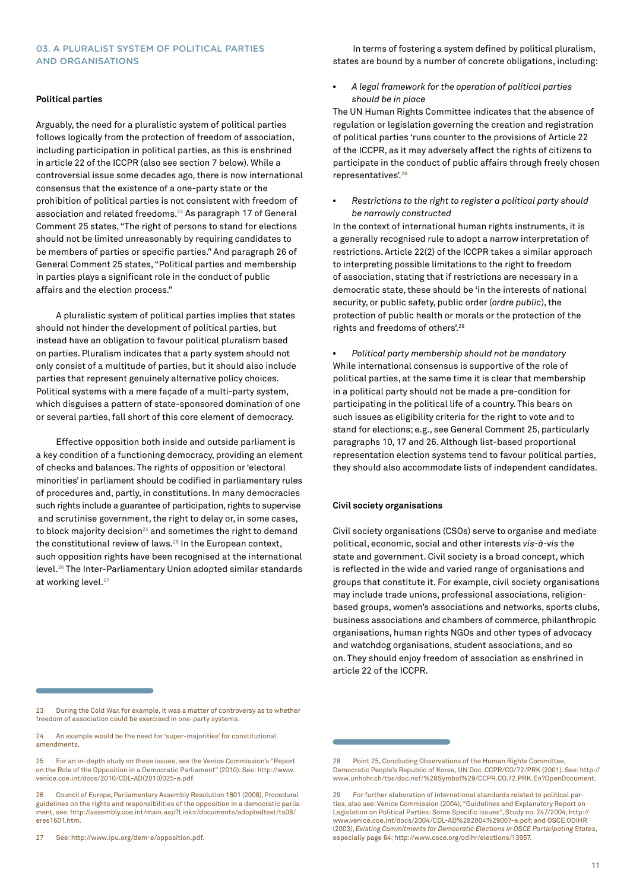## 03. A PLURALIST SYSTEM OF POLITICAL PARTIES AND ORGANISATIONS

### Political parties

Arguably, the need for a pluralistic system of political parties follows logically from the protection of freedom of association, including participation in political parties, as this is enshrined in article 22 of the ICCPR (also see section 7 below). While a controversial issue some decades ago, there is now international consensus that the existence of a one-party state or the prohibition of political parties is not consistent with freedom of association and related freedoms.[23] As paragraph 17 of General Comment 25 states, "The right of persons to stand for elections should not be limited unreasonably by requiring candidates to be members of parties or specific parties." And paragraph 26 of General Comment 25 states, "Political parties and membership in parties plays a significant role in the conduct of public affairs and the election process."

A pluralistic system of political parties implies that states should not hinder the development of political parties, but instead have an obligation to favour political pluralism based on parties. Pluralism indicates that a party system should not only consist of a multitude of parties, but it should also include parties that represent genuinely alternative policy choices. Political systems with a mere façade of a multi-party system, which disguises a pattern of state-sponsored domination of one or several parties, fall short of this core element of democracy.

Effective opposition both inside and outside parliament is a key condition of a functioning democracy, providing an element of checks and balances. The rights of opposition or 'electoral minorities' in parliament should be codified in parliamentary rules of procedures and, partly, in constitutions. In many democracies such rights include a guarantee of participation, rights to supervise and scrutinise government, the right to delay or, in some cases, to block majority decision[24] and sometimes the right to demand the constitutional review of laws.[25] In the European context, such opposition rights have been recognised at the international level.[26] The Inter-Parliamentary Union adopted similar standards at working level.[27]

In terms of fostering a system defined by political pluralism, states are bound by a number of concrete obligations, including:

- *A legal framework for the operation of political parties should be in place*

The UN Human Rights Committee indicates that the absence of regulation or legislation governing the creation and registration of political parties 'runs counter to the provisions of Article 22 of the ICCPR, as it may adversely affect the rights of citizens to participate in the conduct of public affairs through freely chosen representatives'.[28]

- *Restrictions to the right to register a political party should be narrowly constructed*

In the context of international human rights instruments, it is a generally recognised rule to adopt a narrow interpretation of restrictions. Article 22(2) of the ICCPR takes a similar approach to interpreting possible limitations to the right to freedom of association, stating that if restrictions are necessary in a democratic state, these should be 'in the interests of national security, or public safety, public order (*ordre public*), the protection of public health or morals or the protection of the rights and freedoms of others'.[29]

- *Political party membership should not be mandatory*

While international consensus is supportive of the role of political parties, at the same time it is clear that membership in a political party should not be made a pre-condition for participating in the political life of a country. This bears on such issues as eligibility criteria for the right to vote and to stand for elections; e.g., see General Comment 25, particularly paragraphs 10, 17 and 26. Although list-based proportional representation election systems tend to favour political parties, they should also accommodate lists of independent candidates.

### Civil society organisations

Civil society organisations (CSOs) serve to organise and mediate political, economic, social and other interests *vis-à-vis* the state and government. Civil society is a broad concept, which is reflected in the wide and varied range of organisations and groups that constitute it. For example, civil society organisations may include trade unions, professional associations, religion-based groups, women's associations and networks, sports clubs, business associations and chambers of commerce, philanthropic organisations, human rights NGOs and other types of advocacy and watchdog organisations, student associations, and so on. They should enjoy freedom of association as enshrined in article 22 of the ICCPR.

---

23 During the Cold War, for example, it was a matter of controversy as to whether freedom of association could be exercised in one-party systems.

24 An example would be the need for 'super-majorities' for constitutional amendments.

25 For an in-depth study on these issues, see the Venice Commission's "Report on the Role of the Opposition in a Democratic Parliament" (2010). See: http://www.venice.coe.int/docs/2010/CDL-AD(2010)025-e.pdf.

26 Council of Europe, Parliamentary Assembly Resolution 1601 (2008), Procedural guidelines on the rights and responsibilities of the opposition in a democratic parliament, see: http://assembly.coe.int/main.asp?Link=/documents/adoptedtext/ta08/eres1601.htm.

27 See: http://www.ipu.org/dem-e/opposition.pdf.

28 Point 25, Concluding Observations of the Human Rights Committee, Democratic People's Republic of Korea, UN Doc. CCPR/CO/72/PRK (2001). See: http://www.unhchr.ch/tbs/doc.nsf/%28Symbol%29/CCPR.CO.72.PRK.En?OpenDocument.

29 For further elaboration of international standards related to political parties, also see: Venice Commission (2004), "Guidelines and Explanatory Report on Legislation on Political Parties: Some Specific Issues", Study no. 247/2004; http://www.venice.coe.int/docs/2004/CDL-AD%282004%29007-e.pdf; and OSCE ODIHR (2003), *Existing Commitments for Democratic Elections in OSCE Participating States*, especially page 64; http://www.osce.org/odihr/elections/13957.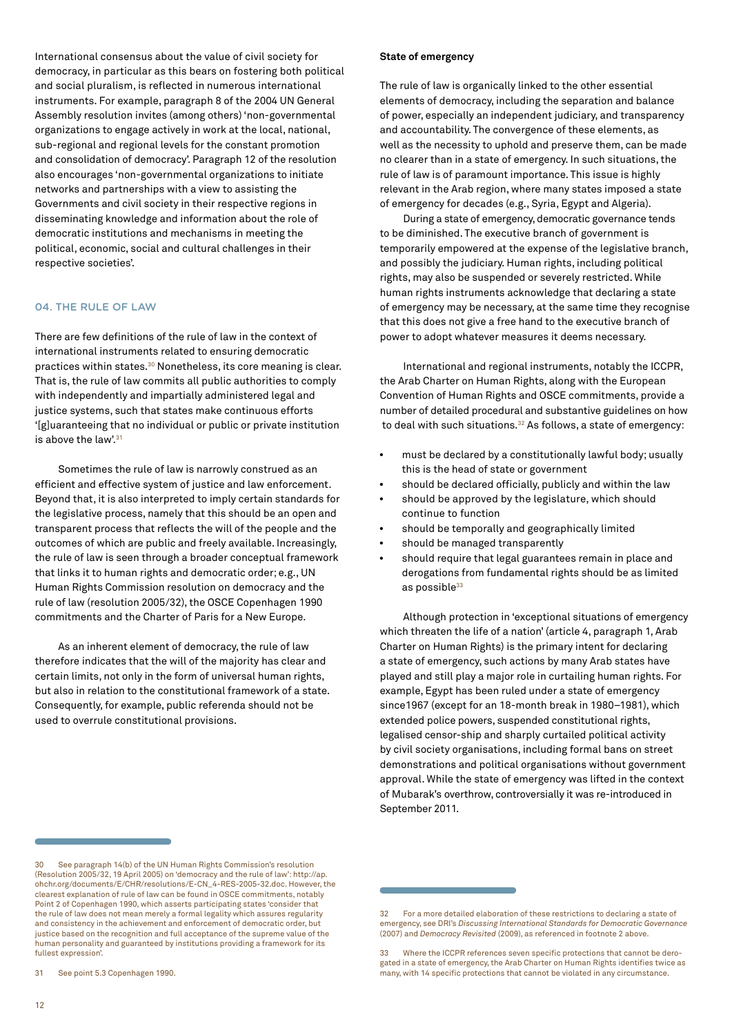International consensus about the value of civil society for democracy, in particular as this bears on fostering both political and social pluralism, is reflected in numerous international instruments. For example, paragraph 8 of the 2004 UN General Assembly resolution invites (among others) 'non-governmental organizations to engage actively in work at the local, national, sub-regional and regional levels for the constant promotion and consolidation of democracy'. Paragraph 12 of the resolution also encourages 'non-governmental organizations to initiate networks and partnerships with a view to assisting the Governments and civil society in their respective regions in disseminating knowledge and information about the role of democratic institutions and mechanisms in meeting the political, economic, social and cultural challenges in their respective societies'.

## 04. THE RULE OF LAW

There are few definitions of the rule of law in the context of international instruments related to ensuring democratic practices within states.[30] Nonetheless, its core meaning is clear. That is, the rule of law commits all public authorities to comply with independently and impartially administered legal and justice systems, such that states make continuous efforts '[g]uaranteeing that no individual or public or private institution is above the law'.[31]

Sometimes the rule of law is narrowly construed as an efficient and effective system of justice and law enforcement. Beyond that, it is also interpreted to imply certain standards for the legislative process, namely that this should be an open and transparent process that reflects the will of the people and the outcomes of which are public and freely available. Increasingly, the rule of law is seen through a broader conceptual framework that links it to human rights and democratic order; e.g., UN Human Rights Commission resolution on democracy and the rule of law (resolution 2005/32), the OSCE Copenhagen 1990 commitments and the Charter of Paris for a New Europe.

As an inherent element of democracy, the rule of law therefore indicates that the will of the majority has clear and certain limits, not only in the form of universal human rights, but also in relation to the constitutional framework of a state. Consequently, for example, public referenda should not be used to overrule constitutional provisions.

**State of emergency**

The rule of law is organically linked to the other essential elements of democracy, including the separation and balance of power, especially an independent judiciary, and transparency and accountability. The convergence of these elements, as well as the necessity to uphold and preserve them, can be made no clearer than in a state of emergency. In such situations, the rule of law is of paramount importance. This issue is highly relevant in the Arab region, where many states imposed a state of emergency for decades (e.g., Syria, Egypt and Algeria).

During a state of emergency, democratic governance tends to be diminished. The executive branch of government is temporarily empowered at the expense of the legislative branch, and possibly the judiciary. Human rights, including political rights, may also be suspended or severely restricted. While human rights instruments acknowledge that declaring a state of emergency may be necessary, at the same time they recognise that this does not give a free hand to the executive branch of power to adopt whatever measures it deems necessary.

International and regional instruments, notably the ICCPR, the Arab Charter on Human Rights, along with the European Convention of Human Rights and OSCE commitments, provide a number of detailed procedural and substantive guidelines on how to deal with such situations.[32] As follows, a state of emergency:

- must be declared by a constitutionally lawful body; usually this is the head of state or government
- should be declared officially, publicly and within the law
- should be approved by the legislature, which should continue to function
- should be temporally and geographically limited
- should be managed transparently
- should require that legal guarantees remain in place and derogations from fundamental rights should be as limited as possible[33]

Although protection in 'exceptional situations of emergency which threaten the life of a nation' (article 4, paragraph 1, Arab Charter on Human Rights) is the primary intent for declaring a state of emergency, such actions by many Arab states have played and still play a major role in curtailing human rights. For example, Egypt has been ruled under a state of emergency since1967 (except for an 18-month break in 1980–1981), which extended police powers, suspended constitutional rights, legalised censor-ship and sharply curtailed political activity by civil society organisations, including formal bans on street demonstrations and political organisations without government approval. While the state of emergency was lifted in the context of Mubarak's overthrow, controversially it was re-introduced in September 2011.

---

30 See paragraph 14(b) of the UN Human Rights Commission's resolution (Resolution 2005/32, 19 April 2005) on 'democracy and the rule of law': http://ap.ohchr.org/documents/E/CHR/resolutions/E-CN_4-RES-2005-32.doc. However, the clearest explanation of rule of law can be found in OSCE commitments, notably Point 2 of Copenhagen 1990, which asserts participating states 'consider that the rule of law does not mean merely a formal legality which assures regularity and consistency in the achievement and enforcement of democratic order, but justice based on the recognition and full acceptance of the supreme value of the human personality and guaranteed by institutions providing a framework for its fullest expression'.

31 See point 5.3 Copenhagen 1990.

32 For a more detailed elaboration of these restrictions to declaring a state of emergency, see DRI's *Discussing International Standards for Democratic Governance* (2007) and *Democracy Revisited* (2009), as referenced in footnote 2 above.

33 Where the ICCPR references seven specific protections that cannot be derogated in a state of emergency, the Arab Charter on Human Rights identifies twice as many, with 14 specific protections that cannot be violated in any circumstance.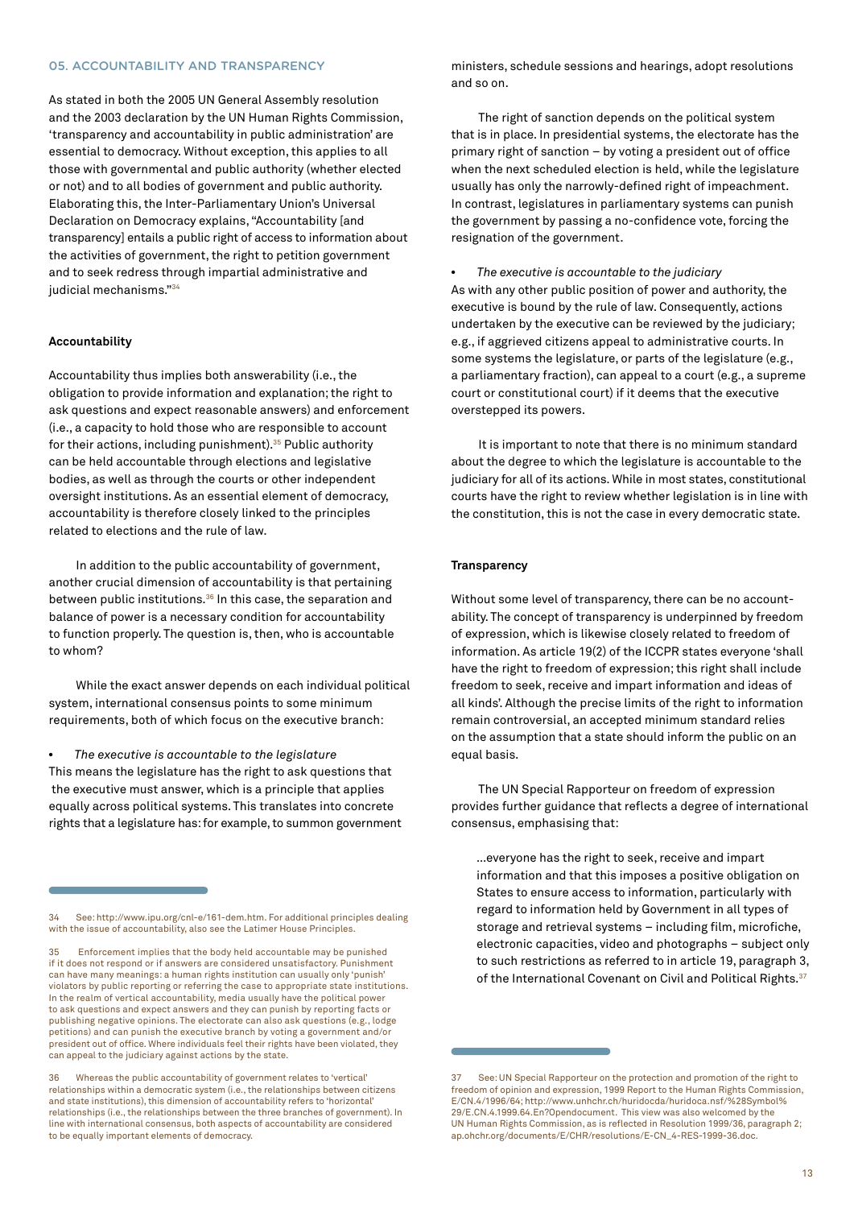## 05. ACCOUNTABILITY AND TRANSPARENCY

As stated in both the 2005 UN General Assembly resolution and the 2003 declaration by the UN Human Rights Commission, 'transparency and accountability in public administration' are essential to democracy. Without exception, this applies to all those with governmental and public authority (whether elected or not) and to all bodies of government and public authority. Elaborating this, the Inter-Parliamentary Union's Universal Declaration on Democracy explains, "Accountability [and transparency] entails a public right of access to information about the activities of government, the right to petition government and to seek redress through impartial administrative and judicial mechanisms."[34]

### Accountability

Accountability thus implies both answerability (i.e., the obligation to provide information and explanation; the right to ask questions and expect reasonable answers) and enforcement (i.e., a capacity to hold those who are responsible to account for their actions, including punishment).[35] Public authority can be held accountable through elections and legislative bodies, as well as through the courts or other independent oversight institutions. As an essential element of democracy, accountability is therefore closely linked to the principles related to elections and the rule of law.

In addition to the public accountability of government, another crucial dimension of accountability is that pertaining between public institutions.[36] In this case, the separation and balance of power is a necessary condition for accountability to function properly. The question is, then, who is accountable to whom?

While the exact answer depends on each individual political system, international consensus points to some minimum requirements, both of which focus on the executive branch:

- *The executive is accountable to the legislature*

This means the legislature has the right to ask questions that the executive must answer, which is a principle that applies equally across political systems. This translates into concrete rights that a legislature has: for example, to summon government ministers, schedule sessions and hearings, adopt resolutions and so on.

The right of sanction depends on the political system that is in place. In presidential systems, the electorate has the primary right of sanction – by voting a president out of office when the next scheduled election is held, while the legislature usually has only the narrowly-defined right of impeachment. In contrast, legislatures in parliamentary systems can punish the government by passing a no-confidence vote, forcing the resignation of the government.

- *The executive is accountable to the judiciary*

As with any other public position of power and authority, the executive is bound by the rule of law. Consequently, actions undertaken by the executive can be reviewed by the judiciary; e.g., if aggrieved citizens appeal to administrative courts. In some systems the legislature, or parts of the legislature (e.g., a parliamentary fraction), can appeal to a court (e.g., a supreme court or constitutional court) if it deems that the executive overstepped its powers.

It is important to note that there is no minimum standard about the degree to which the legislature is accountable to the judiciary for all of its actions. While in most states, constitutional courts have the right to review whether legislation is in line with the constitution, this is not the case in every democratic state.

### Transparency

Without some level of transparency, there can be no accountability. The concept of transparency is underpinned by freedom of expression, which is likewise closely related to freedom of information. As article 19(2) of the ICCPR states everyone 'shall have the right to freedom of expression; this right shall include freedom to seek, receive and impart information and ideas of all kinds'. Although the precise limits of the right to information remain controversial, an accepted minimum standard relies on the assumption that a state should inform the public on an equal basis.

The UN Special Rapporteur on freedom of expression provides further guidance that reflects a degree of international consensus, emphasising that:

> ...everyone has the right to seek, receive and impart information and that this imposes a positive obligation on States to ensure access to information, particularly with regard to information held by Government in all types of storage and retrieval systems – including film, microfiche, electronic capacities, video and photographs – subject only to such restrictions as referred to in article 19, paragraph 3, of the International Covenant on Civil and Political Rights.[37]

---

34 See: http://www.ipu.org/cnl-e/161-dem.htm. For additional principles dealing with the issue of accountability, also see the Latimer House Principles.

35 Enforcement implies that the body held accountable may be punished if it does not respond or if answers are considered unsatisfactory. Punishment can have many meanings: a human rights institution can usually only 'punish' violators by public reporting or referring the case to appropriate state institutions. In the realm of vertical accountability, media usually have the political power to ask questions and expect answers and they can punish by reporting facts or publishing negative opinions. The electorate can also ask questions (e.g., lodge petitions) and can punish the executive branch by voting a government and/or president out of office. Where individuals feel their rights have been violated, they can appeal to the judiciary against actions by the state.

36 Whereas the public accountability of government relates to 'vertical' relationships within a democratic system (i.e., the relationships between citizens and state institutions), this dimension of accountability refers to 'horizontal' relationships (i.e., the relationships between the three branches of government). In line with international consensus, both aspects of accountability are considered to be equally important elements of democracy.

37 See: UN Special Rapporteur on the protection and promotion of the right to freedom of opinion and expression, 1999 Report to the Human Rights Commission, E/CN.4/1996/64; http://www.unhchr.ch/huridocda/huridoca.nsf/%28Symbol%29/E.CN.4.1999.64.En?Opendocument. This view was also welcomed by the UN Human Rights Commission, as is reflected in Resolution 1999/36, paragraph 2; ap.ohchr.org/documents/E/CHR/resolutions/E-CN_4-RES-1999-36.doc.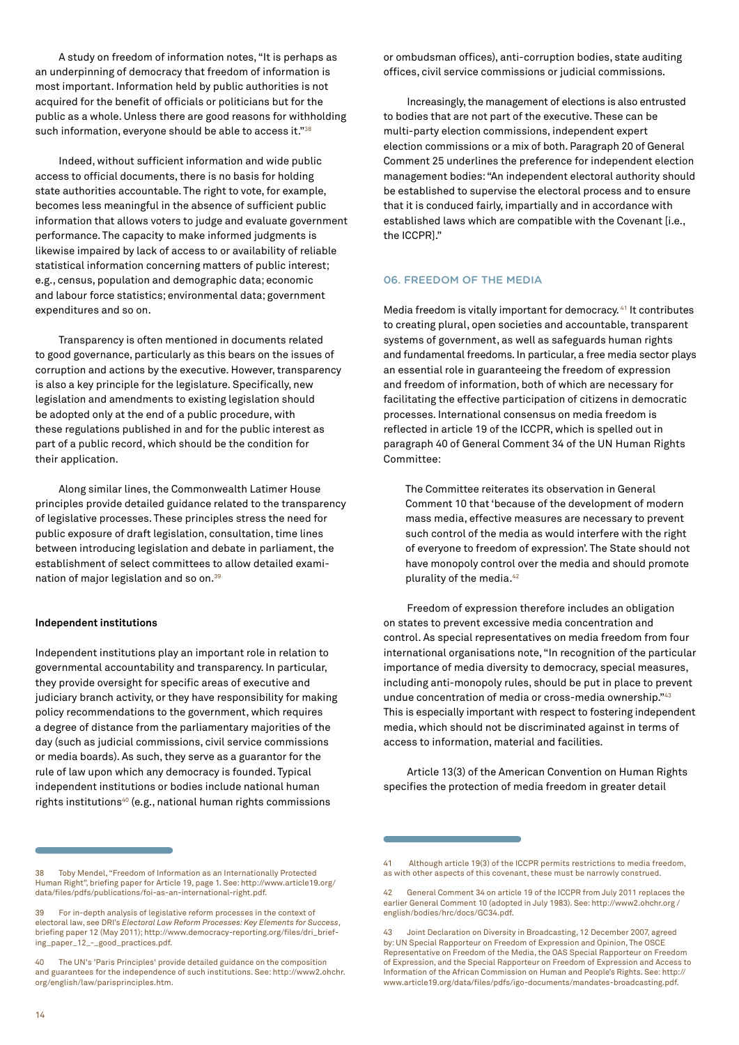A study on freedom of information notes, "It is perhaps as an underpinning of democracy that freedom of information is most important. Information held by public authorities is not acquired for the benefit of officials or politicians but for the public as a whole. Unless there are good reasons for withholding such information, everyone should be able to access it."[38]

Indeed, without sufficient information and wide public access to official documents, there is no basis for holding state authorities accountable. The right to vote, for example, becomes less meaningful in the absence of sufficient public information that allows voters to judge and evaluate government performance. The capacity to make informed judgments is likewise impaired by lack of access to or availability of reliable statistical information concerning matters of public interest; e.g., census, population and demographic data; economic and labour force statistics; environmental data; government expenditures and so on.

Transparency is often mentioned in documents related to good governance, particularly as this bears on the issues of corruption and actions by the executive. However, transparency is also a key principle for the legislature. Specifically, new legislation and amendments to existing legislation should be adopted only at the end of a public procedure, with these regulations published in and for the public interest as part of a public record, which should be the condition for their application.

Along similar lines, the Commonwealth Latimer House principles provide detailed guidance related to the transparency of legislative processes. These principles stress the need for public exposure of draft legislation, consultation, time lines between introducing legislation and debate in parliament, the establishment of select committees to allow detailed examination of major legislation and so on.[39]

**Independent institutions**

Independent institutions play an important role in relation to governmental accountability and transparency. In particular, they provide oversight for specific areas of executive and judiciary branch activity, or they have responsibility for making policy recommendations to the government, which requires a degree of distance from the parliamentary majorities of the day (such as judicial commissions, civil service commissions or media boards). As such, they serve as a guarantor for the rule of law upon which any democracy is founded. Typical independent institutions or bodies include national human rights institutions[40] (e.g., national human rights commissions or ombudsman offices), anti-corruption bodies, state auditing offices, civil service commissions or judicial commissions.

Increasingly, the management of elections is also entrusted to bodies that are not part of the executive. These can be multi-party election commissions, independent expert election commissions or a mix of both. Paragraph 20 of General Comment 25 underlines the preference for independent election management bodies: "An independent electoral authority should be established to supervise the electoral process and to ensure that it is conduced fairly, impartially and in accordance with established laws which are compatible with the Covenant [i.e., the ICCPR]."

## 06. FREEDOM OF THE MEDIA

Media freedom is vitally important for democracy.[41] It contributes to creating plural, open societies and accountable, transparent systems of government, as well as safeguards human rights and fundamental freedoms. In particular, a free media sector plays an essential role in guaranteeing the freedom of expression and freedom of information, both of which are necessary for facilitating the effective participation of citizens in democratic processes. International consensus on media freedom is reflected in article 19 of the ICCPR, which is spelled out in paragraph 40 of General Comment 34 of the UN Human Rights Committee:

> The Committee reiterates its observation in General Comment 10 that 'because of the development of modern mass media, effective measures are necessary to prevent such control of the media as would interfere with the right of everyone to freedom of expression'. The State should not have monopoly control over the media and should promote plurality of the media.[42]

Freedom of expression therefore includes an obligation on states to prevent excessive media concentration and control. As special representatives on media freedom from four international organisations note, "In recognition of the particular importance of media diversity to democracy, special measures, including anti-monopoly rules, should be put in place to prevent undue concentration of media or cross-media ownership."[43] This is especially important with respect to fostering independent media, which should not be discriminated against in terms of access to information, material and facilities.

Article 13(3) of the American Convention on Human Rights specifies the protection of media freedom in greater detail

---

38 Toby Mendel, "Freedom of Information as an Internationally Protected Human Right", briefing paper for Article 19, page 1. See: http://www.article19.org/data/files/pdfs/publications/foi-as-an-international-right.pdf.

39 For in-depth analysis of legislative reform processes in the context of electoral law, see DRI's *Electoral Law Reform Processes: Key Elements for Success*, briefing paper 12 (May 2011); http://www.democracy-reporting.org/files/dri_briefing_paper_12_-_good_practices.pdf.

40 The UN's 'Paris Principles' provide detailed guidance on the composition and guarantees for the independence of such institutions. See: http://www2.ohchr.org/english/law/parisprinciples.htm.

41 Although article 19(3) of the ICCPR permits restrictions to media freedom, as with other aspects of this covenant, these must be narrowly construed.

42 General Comment 34 on article 19 of the ICCPR from July 2011 replaces the earlier General Comment 10 (adopted in July 1983). See: http://www2.ohchr.org/english/bodies/hrc/docs/GC34.pdf.

43 Joint Declaration on Diversity in Broadcasting, 12 December 2007, agreed by: UN Special Rapporteur on Freedom of Expression and Opinion, The OSCE Representative on Freedom of the Media, the OAS Special Rapporteur on Freedom of Expression, and the Special Rapporteur on Freedom of Expression and Access to Information of the African Commission on Human and People's Rights. See: http://www.article19.org/data/files/pdfs/igo-documents/mandates-broadcasting.pdf.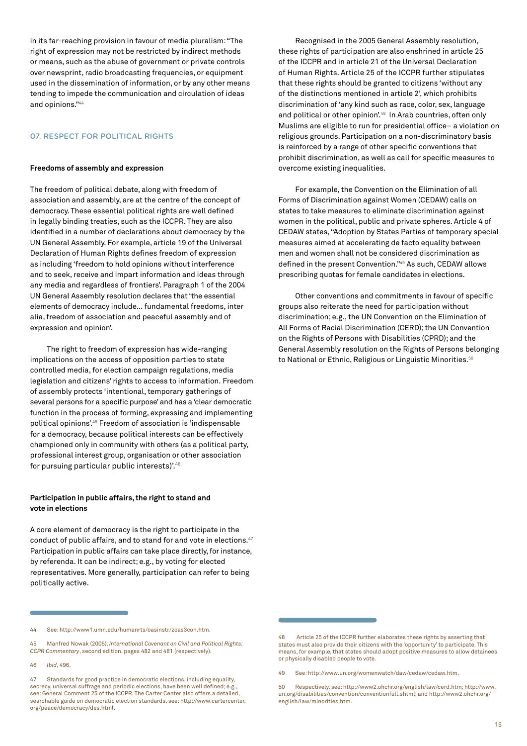in its far-reaching provision in favour of media pluralism: "The right of expression may not be restricted by indirect methods or means, such as the abuse of government or private controls over newsprint, radio broadcasting frequencies, or equipment used in the dissemination of information, or by any other means tending to impede the communication and circulation of ideas and opinions."[44]

## 07. RESPECT FOR POLITICAL RIGHTS

### Freedoms of assembly and expression

The freedom of political debate, along with freedom of association and assembly, are at the centre of the concept of democracy. These essential political rights are well defined in legally binding treaties, such as the ICCPR. They are also identified in a number of declarations about democracy by the UN General Assembly. For example, article 19 of the Universal Declaration of Human Rights defines freedom of expression as including 'freedom to hold opinions without interference and to seek, receive and impart information and ideas through any media and regardless of frontiers'. Paragraph 1 of the 2004 UN General Assembly resolution declares that 'the essential elements of democracy include... fundamental freedoms, inter alia, freedom of association and peaceful assembly and of expression and opinion'.

The right to freedom of expression has wide-ranging implications on the access of opposition parties to state controlled media, for election campaign regulations, media legislation and citizens' rights to access to information. Freedom of assembly protects 'intentional, temporary gatherings of several persons for a specific purpose' and has a 'clear democratic function in the process of forming, expressing and implementing political opinions'.[45] Freedom of association is 'indispensable for a democracy, because political interests can be effectively championed only in community with others (as a political party, professional interest group, organisation or other association for pursuing particular public interests)'.[46]

### Participation in public affairs, the right to stand and vote in elections

A core element of democracy is the right to participate in the conduct of public affairs, and to stand for and vote in elections.[47] Participation in public affairs can take place directly, for instance, by referenda. It can be indirect; e.g., by voting for elected representatives. More generally, participation can refer to being politically active.

Recognised in the 2005 General Assembly resolution, these rights of participation are also enshrined in article 25 of the ICCPR and in article 21 of the Universal Declaration of Human Rights. Article 25 of the ICCPR further stipulates that these rights should be granted to citizens 'without any of the distinctions mentioned in article 2', which prohibits discrimination of 'any kind such as race, color, sex, language and political or other opinion'.[48] In Arab countries, often only Muslims are eligible to run for presidential office– a violation on religious grounds. Participation on a non-discriminatory basis is reinforced by a range of other specific conventions that prohibit discrimination, as well as call for specific measures to overcome existing inequalities.

For example, the Convention on the Elimination of all Forms of Discrimination against Women (CEDAW) calls on states to take measures to eliminate discrimination against women in the political, public and private spheres. Article 4 of CEDAW states, "Adoption by States Parties of temporary special measures aimed at accelerating de facto equality between men and women shall not be considered discrimination as defined in the present Convention."[49] As such, CEDAW allows prescribing quotas for female candidates in elections.

Other conventions and commitments in favour of specific groups also reiterate the need for participation without discrimination; e.g., the UN Convention on the Elimination of All Forms of Racial Discrimination (CERD); the UN Convention on the Rights of Persons with Disabilities (CPRD); and the General Assembly resolution on the Rights of Persons belonging to National or Ethnic, Religious or Linguistic Minorities.[50]

---

44 See: http://www1.umn.edu/humanrts/oasinstr/zoas3con.htm.

45 Manfred Nowak (2005), *International Covenant on Civil and Political Rights: CCPR Commentary*, second edition, pages 482 and 481 (respectively).

46 *Ibid*, 496.

47 Standards for good practice in democratic elections, including equality, secrecy, universal suffrage and periodic elections, have been well defined; e.g., see: General Comment 25 of the ICCPR. The Carter Center also offers a detailed, searchable guide on democratic election standards, see: http://www.cartercenter.org/peace/democracy/des.html.

48 Article 25 of the ICCPR further elaborates these rights by asserting that states must also provide their citizens with the 'opportunity' to participate. This means, for example, that states should adopt positive measures to allow detainees or physically disabled people to vote.

49 See: http://www.un.org/womenwatch/daw/cedaw/cedaw.htm.

50 Respectively, see: http://www2.ohchr.org/english/law/cerd.htm; http://www.un.org/disabilities/convention/conventionfull.shtml; and http://www2.ohchr.org/english/law/minorities.htm.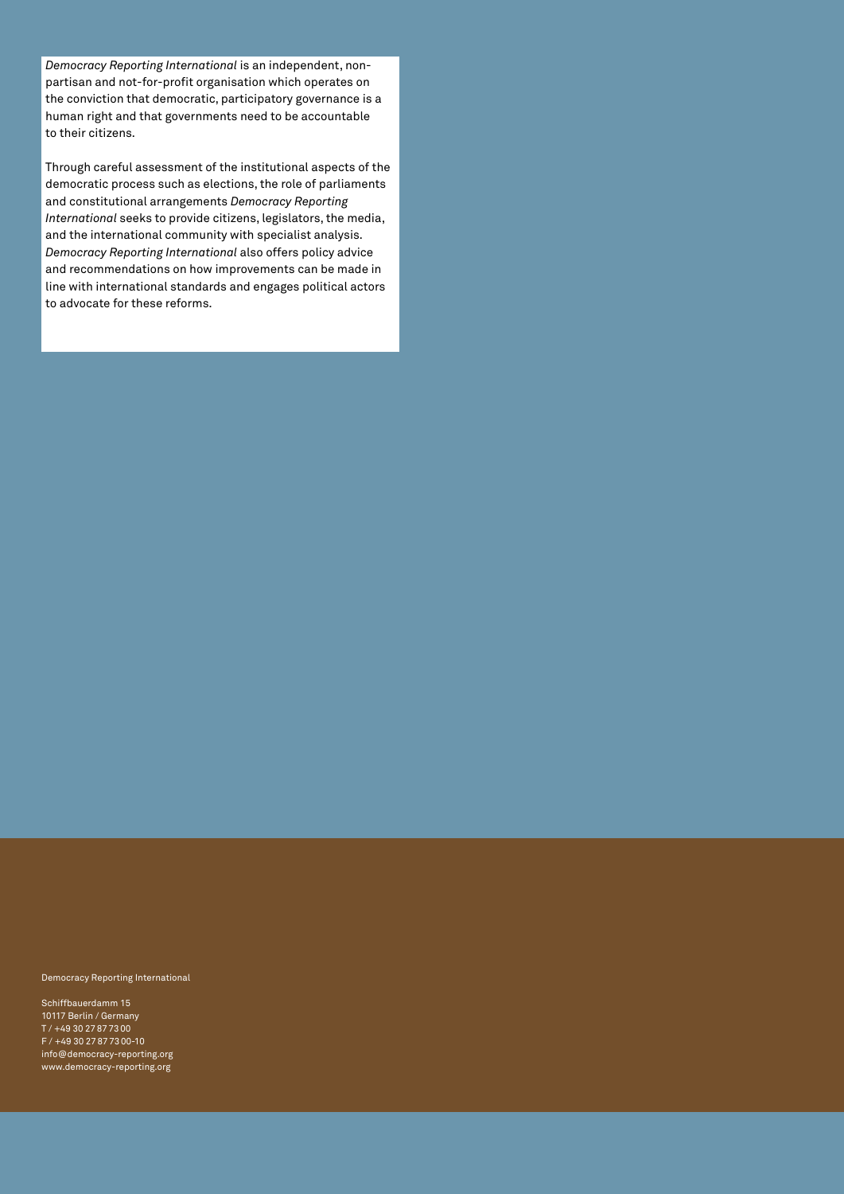*Democracy Reporting International* is an independent, non-partisan and not-for-profit organisation which operates on the conviction that democratic, participatory governance is a human right and that governments need to be accountable to their citizens.

Through careful assessment of the institutional aspects of the democratic process such as elections, the role of parliaments and constitutional arrangements *Democracy Reporting International* seeks to provide citizens, legislators, the media, and the international community with specialist analysis. *Democracy Reporting International* also offers policy advice and recommendations on how improvements can be made in line with international standards and engages political actors to advocate for these reforms.

Democracy Reporting International

Schiffbauerdamm 15
10117 Berlin / Germany
T / +49 30 27 87 73 00
F / +49 30 27 87 73 00-10
info@democracy-reporting.org
www.democracy-reporting.org